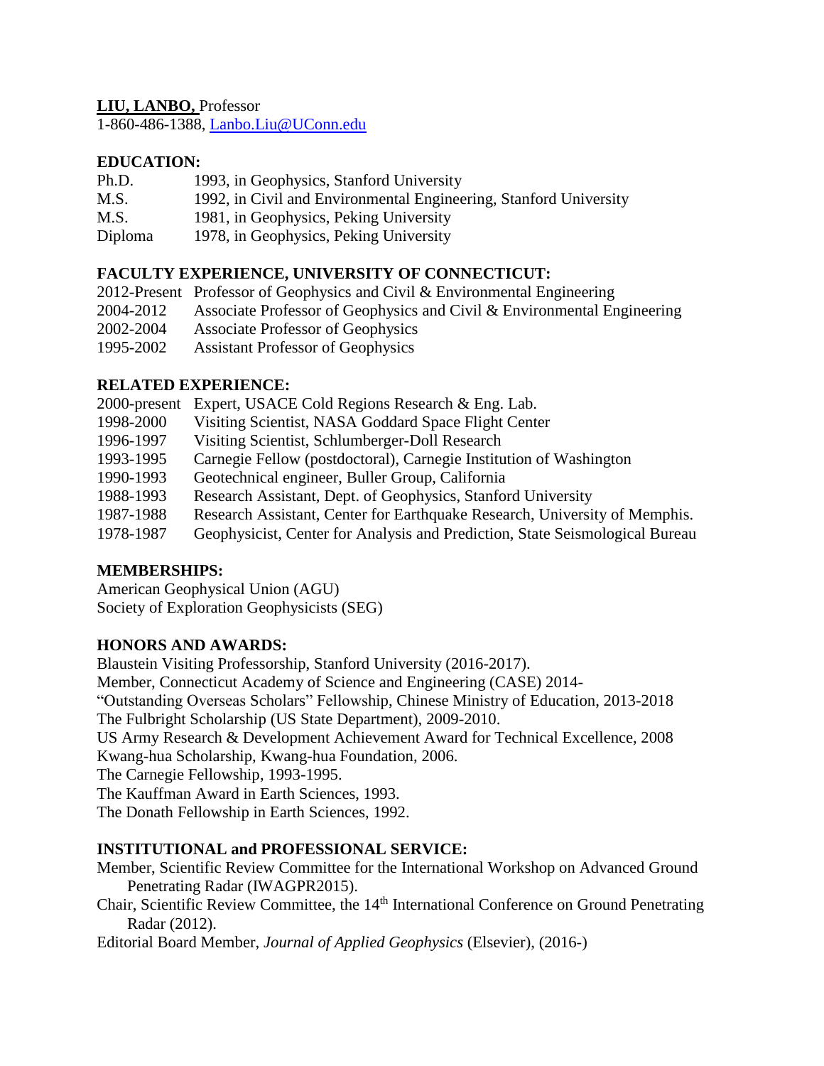**LIU, LANBO,** Professor
1-860-486-1388, [Lanbo.Liu@UConn.edu](mailto:Lanbo.Liu@UConn.edu)

**EDUCATION:**

| | |
|---|---|
| Ph.D. | 1993, in Geophysics, Stanford University |
| M.S. | 1992, in Civil and Environmental Engineering, Stanford University |
| M.S. | 1981, in Geophysics, Peking University |
| Diploma | 1978, in Geophysics, Peking University |

**FACULTY EXPERIENCE, UNIVERSITY OF CONNECTICUT:**

| | |
|---|---|
| 2012-Present | Professor of Geophysics and Civil & Environmental Engineering |
| 2004-2012 | Associate Professor of Geophysics and Civil & Environmental Engineering |
| 2002-2004 | Associate Professor of Geophysics |
| 1995-2002 | Assistant Professor of Geophysics |

**RELATED EXPERIENCE:**

| | |
|---|---|
| 2000-present | Expert, USACE Cold Regions Research & Eng. Lab. |
| 1998-2000 | Visiting Scientist, NASA Goddard Space Flight Center |
| 1996-1997 | Visiting Scientist, Schlumberger-Doll Research |
| 1993-1995 | Carnegie Fellow (postdoctoral), Carnegie Institution of Washington |
| 1990-1993 | Geotechnical engineer, Buller Group, California |
| 1988-1993 | Research Assistant, Dept. of Geophysics, Stanford University |
| 1987-1988 | Research Assistant, Center for Earthquake Research, University of Memphis. |
| 1978-1987 | Geophysicist, Center for Analysis and Prediction, State Seismological Bureau |

**MEMBERSHIPS:**

American Geophysical Union (AGU)
Society of Exploration Geophysicists (SEG)

**HONORS AND AWARDS:**

Blaustein Visiting Professorship, Stanford University (2016-2017).
Member, Connecticut Academy of Science and Engineering (CASE) 2014-
"Outstanding Overseas Scholars" Fellowship, Chinese Ministry of Education, 2013-2018
The Fulbright Scholarship (US State Department), 2009-2010.
US Army Research & Development Achievement Award for Technical Excellence, 2008
Kwang-hua Scholarship, Kwang-hua Foundation, 2006.
The Carnegie Fellowship, 1993-1995.
The Kauffman Award in Earth Sciences, 1993.
The Donath Fellowship in Earth Sciences, 1992.

**INSTITUTIONAL and PROFESSIONAL SERVICE:**

Member, Scientific Review Committee for the International Workshop on Advanced Ground Penetrating Radar (IWAGPR2015).

Chair, Scientific Review Committee, the 14th International Conference on Ground Penetrating Radar (2012).

Editorial Board Member, *Journal of Applied Geophysics* (Elsevier), (2016-)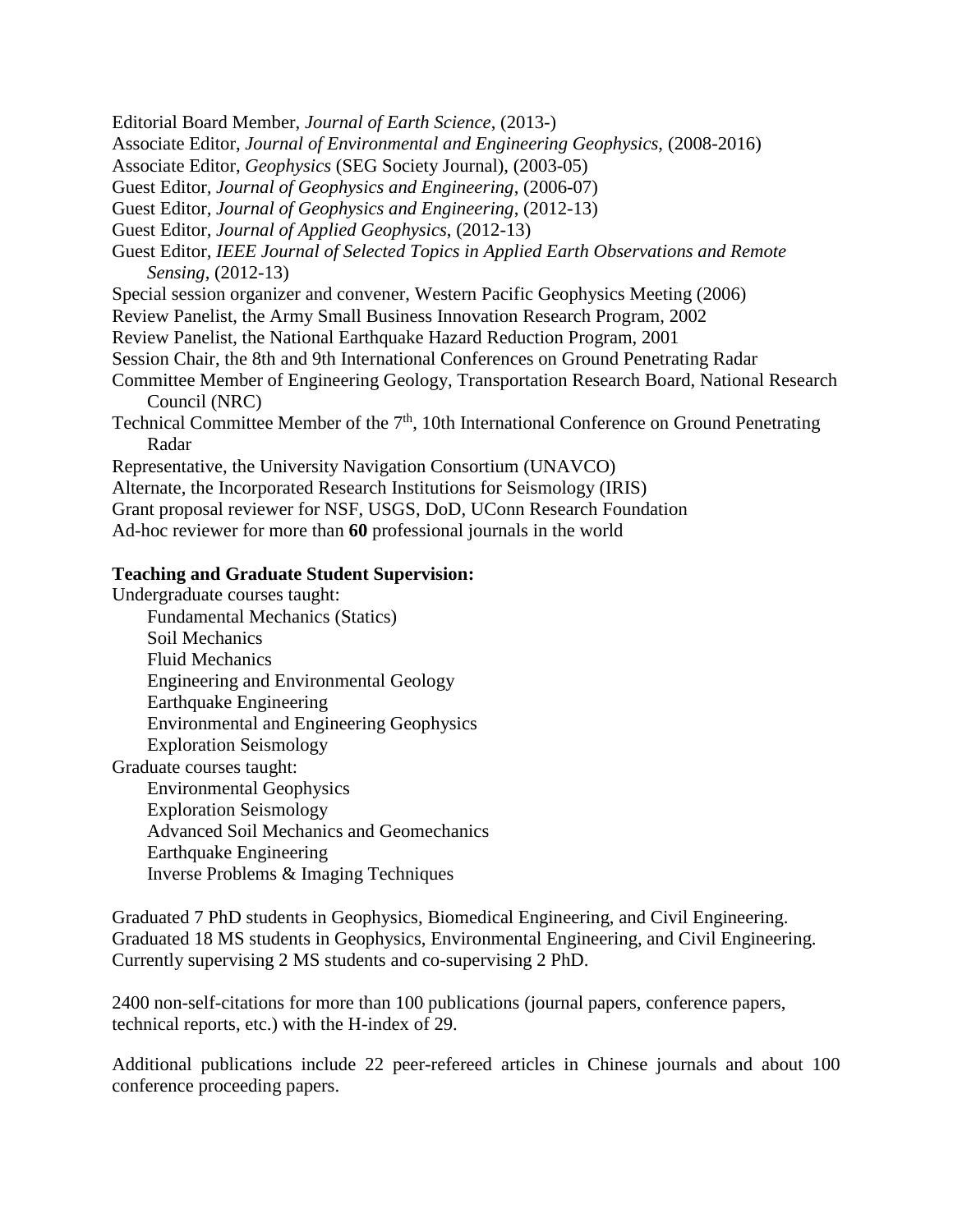Editorial Board Member, *Journal of Earth Science*, (2013-)
Associate Editor, *Journal of Environmental and Engineering Geophysics*, (2008-2016)
Associate Editor, *Geophysics* (SEG Society Journal), (2003-05)
Guest Editor, *Journal of Geophysics and Engineering*, (2006-07)
Guest Editor, *Journal of Geophysics and Engineering*, (2012-13)
Guest Editor, *Journal of Applied Geophysics*, (2012-13)
Guest Editor, *IEEE Journal of Selected Topics in Applied Earth Observations and Remote Sensing*, (2012-13)
Special session organizer and convener, Western Pacific Geophysics Meeting (2006)
Review Panelist, the Army Small Business Innovation Research Program, 2002
Review Panelist, the National Earthquake Hazard Reduction Program, 2001
Session Chair, the 8th and 9th International Conferences on Ground Penetrating Radar
Committee Member of Engineering Geology, Transportation Research Board, National Research Council (NRC)
Technical Committee Member of the 7th, 10th International Conference on Ground Penetrating Radar
Representative, the University Navigation Consortium (UNAVCO)
Alternate, the Incorporated Research Institutions for Seismology (IRIS)
Grant proposal reviewer for NSF, USGS, DoD, UConn Research Foundation
Ad-hoc reviewer for more than **60** professional journals in the world

**Teaching and Graduate Student Supervision:**

Undergraduate courses taught:

- Fundamental Mechanics (Statics)
- Soil Mechanics
- Fluid Mechanics
- Engineering and Environmental Geology
- Earthquake Engineering
- Environmental and Engineering Geophysics
- Exploration Seismology

Graduate courses taught:

- Environmental Geophysics
- Exploration Seismology
- Advanced Soil Mechanics and Geomechanics
- Earthquake Engineering
- Inverse Problems & Imaging Techniques

Graduated 7 PhD students in Geophysics, Biomedical Engineering, and Civil Engineering.
Graduated 18 MS students in Geophysics, Environmental Engineering, and Civil Engineering.
Currently supervising 2 MS students and co-supervising 2 PhD.

2400 non-self-citations for more than 100 publications (journal papers, conference papers, technical reports, etc.) with the H-index of 29.

Additional publications include 22 peer-refereed articles in Chinese journals and about 100 conference proceeding papers.